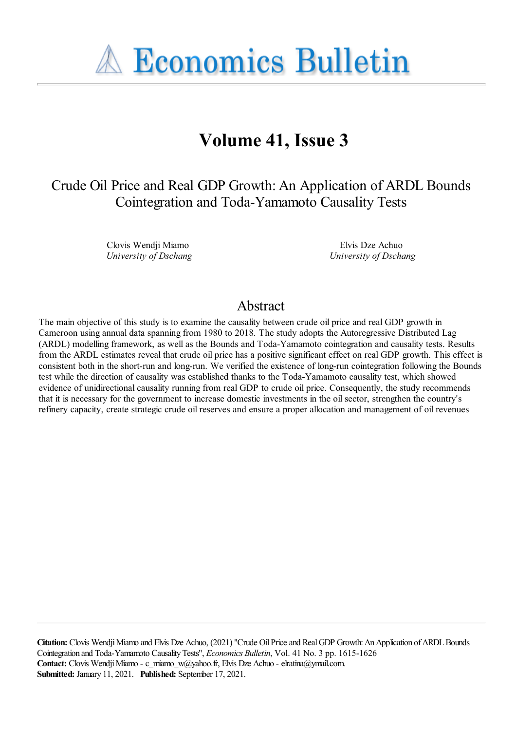# Economics Bulletin

## Volume 41, Issue 3

# Crude Oil Price and Real GDP Growth: An Application of ARDL Bounds Cointegration and Toda-Yamamoto Causality Tests

Clovis Wendji Miamo
*University of Dschang*

Elvis Dze Achuo
*University of Dschang*

## Abstract

The main objective of this study is to examine the causality between crude oil price and real GDP growth in Cameroon using annual data spanning from 1980 to 2018. The study adopts the Autoregressive Distributed Lag (ARDL) modelling framework, as well as the Bounds and Toda-Yamamoto cointegration and causality tests. Results from the ARDL estimates reveal that crude oil price has a positive significant effect on real GDP growth. This effect is consistent both in the short-run and long-run. We verified the existence of long-run cointegration following the Bounds test while the direction of causality was established thanks to the Toda-Yamamoto causality test, which showed evidence of unidirectional causality running from real GDP to crude oil price. Consequently, the study recommends that it is necessary for the government to increase domestic investments in the oil sector, strengthen the country's refinery capacity, create strategic crude oil reserves and ensure a proper allocation and management of oil revenues

**Citation:** Clovis Wendji Miamo and Elvis Dze Achuo, (2021) "Crude Oil Price and Real GDP Growth: An Application of ARDL Bounds Cointegration and Toda-Yamamoto Causality Tests", *Economics Bulletin*, Vol. 41 No. 3 pp. 1615-1626
**Contact:** Clovis Wendji Miamo - c_miamo_w@yahoo.fr, Elvis Dze Achuo - elratina@ymail.com.
**Submitted:** January 11, 2021. **Published:** September 17, 2021.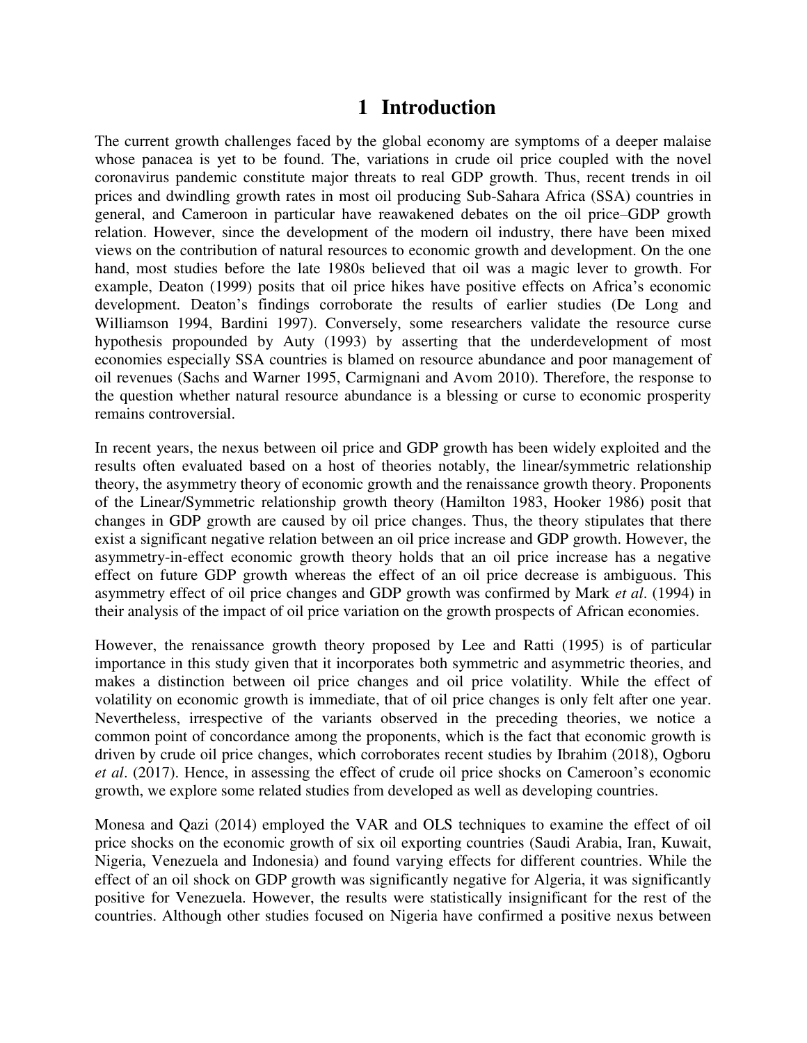# 1 Introduction

The current growth challenges faced by the global economy are symptoms of a deeper malaise whose panacea is yet to be found. The, variations in crude oil price coupled with the novel coronavirus pandemic constitute major threats to real GDP growth. Thus, recent trends in oil prices and dwindling growth rates in most oil producing Sub-Sahara Africa (SSA) countries in general, and Cameroon in particular have reawakened debates on the oil price–GDP growth relation. However, since the development of the modern oil industry, there have been mixed views on the contribution of natural resources to economic growth and development. On the one hand, most studies before the late 1980s believed that oil was a magic lever to growth. For example, Deaton (1999) posits that oil price hikes have positive effects on Africa's economic development. Deaton's findings corroborate the results of earlier studies (De Long and Williamson 1994, Bardini 1997). Conversely, some researchers validate the resource curse hypothesis propounded by Auty (1993) by asserting that the underdevelopment of most economies especially SSA countries is blamed on resource abundance and poor management of oil revenues (Sachs and Warner 1995, Carmignani and Avom 2010). Therefore, the response to the question whether natural resource abundance is a blessing or curse to economic prosperity remains controversial.

In recent years, the nexus between oil price and GDP growth has been widely exploited and the results often evaluated based on a host of theories notably, the linear/symmetric relationship theory, the asymmetry theory of economic growth and the renaissance growth theory. Proponents of the Linear/Symmetric relationship growth theory (Hamilton 1983, Hooker 1986) posit that changes in GDP growth are caused by oil price changes. Thus, the theory stipulates that there exist a significant negative relation between an oil price increase and GDP growth. However, the asymmetry-in-effect economic growth theory holds that an oil price increase has a negative effect on future GDP growth whereas the effect of an oil price decrease is ambiguous. This asymmetry effect of oil price changes and GDP growth was confirmed by Mark *et al*. (1994) in their analysis of the impact of oil price variation on the growth prospects of African economies.

However, the renaissance growth theory proposed by Lee and Ratti (1995) is of particular importance in this study given that it incorporates both symmetric and asymmetric theories, and makes a distinction between oil price changes and oil price volatility. While the effect of volatility on economic growth is immediate, that of oil price changes is only felt after one year. Nevertheless, irrespective of the variants observed in the preceding theories, we notice a common point of concordance among the proponents, which is the fact that economic growth is driven by crude oil price changes, which corroborates recent studies by Ibrahim (2018), Ogboru *et al*. (2017). Hence, in assessing the effect of crude oil price shocks on Cameroon's economic growth, we explore some related studies from developed as well as developing countries.

Monesa and Qazi (2014) employed the VAR and OLS techniques to examine the effect of oil price shocks on the economic growth of six oil exporting countries (Saudi Arabia, Iran, Kuwait, Nigeria, Venezuela and Indonesia) and found varying effects for different countries. While the effect of an oil shock on GDP growth was significantly negative for Algeria, it was significantly positive for Venezuela. However, the results were statistically insignificant for the rest of the countries. Although other studies focused on Nigeria have confirmed a positive nexus between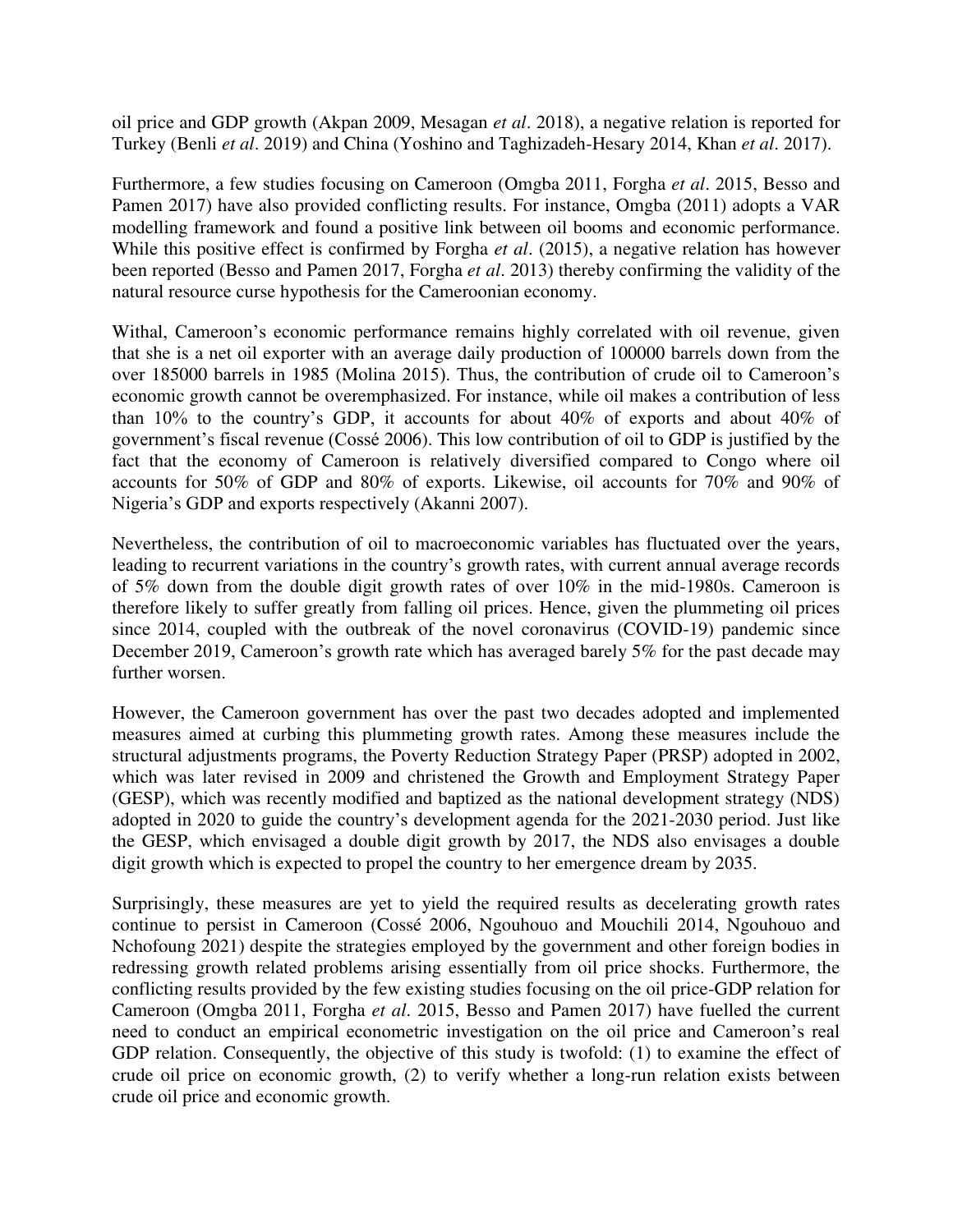oil price and GDP growth (Akpan 2009, Mesagan *et al*. 2018), a negative relation is reported for Turkey (Benli *et al*. 2019) and China (Yoshino and Taghizadeh-Hesary 2014, Khan *et al*. 2017).

Furthermore, a few studies focusing on Cameroon (Omgba 2011, Forgha *et al*. 2015, Besso and Pamen 2017) have also provided conflicting results. For instance, Omgba (2011) adopts a VAR modelling framework and found a positive link between oil booms and economic performance. While this positive effect is confirmed by Forgha *et al*. (2015), a negative relation has however been reported (Besso and Pamen 2017, Forgha *et al*. 2013) thereby confirming the validity of the natural resource curse hypothesis for the Cameroonian economy.

Withal, Cameroon's economic performance remains highly correlated with oil revenue, given that she is a net oil exporter with an average daily production of 100000 barrels down from the over 185000 barrels in 1985 (Molina 2015). Thus, the contribution of crude oil to Cameroon's economic growth cannot be overemphasized. For instance, while oil makes a contribution of less than 10% to the country's GDP, it accounts for about 40% of exports and about 40% of government's fiscal revenue (Cossé 2006). This low contribution of oil to GDP is justified by the fact that the economy of Cameroon is relatively diversified compared to Congo where oil accounts for 50% of GDP and 80% of exports. Likewise, oil accounts for 70% and 90% of Nigeria's GDP and exports respectively (Akanni 2007).

Nevertheless, the contribution of oil to macroeconomic variables has fluctuated over the years, leading to recurrent variations in the country's growth rates, with current annual average records of 5% down from the double digit growth rates of over 10% in the mid-1980s. Cameroon is therefore likely to suffer greatly from falling oil prices. Hence, given the plummeting oil prices since 2014, coupled with the outbreak of the novel coronavirus (COVID-19) pandemic since December 2019, Cameroon's growth rate which has averaged barely 5% for the past decade may further worsen.

However, the Cameroon government has over the past two decades adopted and implemented measures aimed at curbing this plummeting growth rates. Among these measures include the structural adjustments programs, the Poverty Reduction Strategy Paper (PRSP) adopted in 2002, which was later revised in 2009 and christened the Growth and Employment Strategy Paper (GESP), which was recently modified and baptized as the national development strategy (NDS) adopted in 2020 to guide the country's development agenda for the 2021-2030 period. Just like the GESP, which envisaged a double digit growth by 2017, the NDS also envisages a double digit growth which is expected to propel the country to her emergence dream by 2035.

Surprisingly, these measures are yet to yield the required results as decelerating growth rates continue to persist in Cameroon (Cossé 2006, Ngouhouo and Mouchili 2014, Ngouhouo and Nchofoung 2021) despite the strategies employed by the government and other foreign bodies in redressing growth related problems arising essentially from oil price shocks. Furthermore, the conflicting results provided by the few existing studies focusing on the oil price-GDP relation for Cameroon (Omgba 2011, Forgha *et al*. 2015, Besso and Pamen 2017) have fuelled the current need to conduct an empirical econometric investigation on the oil price and Cameroon's real GDP relation. Consequently, the objective of this study is twofold: (1) to examine the effect of crude oil price on economic growth, (2) to verify whether a long-run relation exists between crude oil price and economic growth.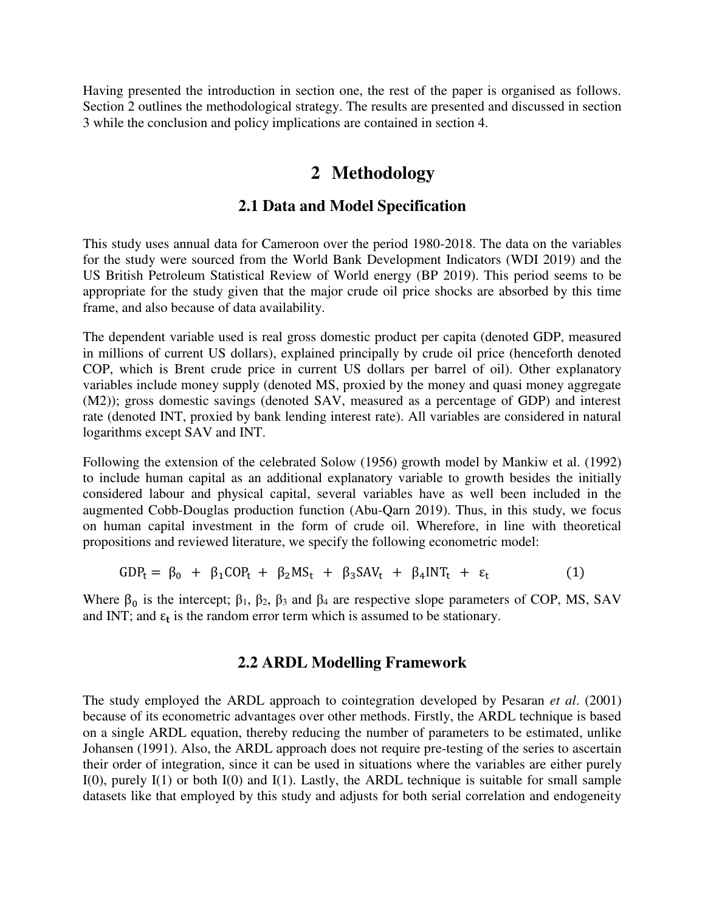Having presented the introduction in section one, the rest of the paper is organised as follows. Section 2 outlines the methodological strategy. The results are presented and discussed in section 3 while the conclusion and policy implications are contained in section 4.

# 2 Methodology

## 2.1 Data and Model Specification

This study uses annual data for Cameroon over the period 1980-2018. The data on the variables for the study were sourced from the World Bank Development Indicators (WDI 2019) and the US British Petroleum Statistical Review of World energy (BP 2019). This period seems to be appropriate for the study given that the major crude oil price shocks are absorbed by this time frame, and also because of data availability.

The dependent variable used is real gross domestic product per capita (denoted GDP, measured in millions of current US dollars), explained principally by crude oil price (henceforth denoted COP, which is Brent crude price in current US dollars per barrel of oil). Other explanatory variables include money supply (denoted MS, proxied by the money and quasi money aggregate (M2)); gross domestic savings (denoted SAV, measured as a percentage of GDP) and interest rate (denoted INT, proxied by bank lending interest rate). All variables are considered in natural logarithms except SAV and INT.

Following the extension of the celebrated Solow (1956) growth model by Mankiw et al. (1992) to include human capital as an additional explanatory variable to growth besides the initially considered labour and physical capital, several variables have as well been included in the augmented Cobb-Douglas production function (Abu-Qarn 2019). Thus, in this study, we focus on human capital investment in the form of crude oil. Wherefore, in line with theoretical propositions and reviewed literature, we specify the following econometric model:

$$\mathrm{GDP_t} = \beta_0 + \beta_1 \mathrm{COP_t} + \beta_2 \mathrm{MS_t} + \beta_3 \mathrm{SAV_t} + \beta_4 \mathrm{INT_t} + \varepsilon_t \qquad (1)$$

Where $\beta_0$ is the intercept; $\beta_1$, $\beta_2$, $\beta_3$ and $\beta_4$ are respective slope parameters of COP, MS, SAV and INT; and $\varepsilon_t$ is the random error term which is assumed to be stationary.

## 2.2 ARDL Modelling Framework

The study employed the ARDL approach to cointegration developed by Pesaran *et al*. (2001) because of its econometric advantages over other methods. Firstly, the ARDL technique is based on a single ARDL equation, thereby reducing the number of parameters to be estimated, unlike Johansen (1991). Also, the ARDL approach does not require pre-testing of the series to ascertain their order of integration, since it can be used in situations where the variables are either purely I(0), purely I(1) or both I(0) and I(1). Lastly, the ARDL technique is suitable for small sample datasets like that employed by this study and adjusts for both serial correlation and endogeneity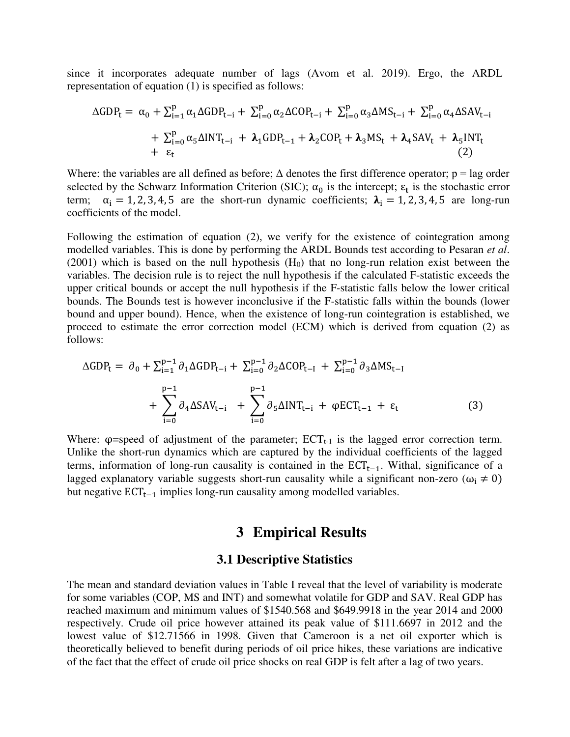since it incorporates adequate number of lags (Avom et al. 2019). Ergo, the ARDL representation of equation (1) is specified as follows:

$$
\begin{aligned}
\Delta GDP_t = {} & \alpha_0 + \sum_{i=1}^{p} \alpha_1 \Delta GDP_{t-i} + \sum_{i=0}^{p} \alpha_2 \Delta COP_{t-i} + \sum_{i=0}^{p} \alpha_3 \Delta MS_{t-i} + \sum_{i=0}^{p} \alpha_4 \Delta SAV_{t-i} \\
& + \sum_{i=0}^{p} \alpha_5 \Delta INT_{t-i} + \boldsymbol{\lambda}_1 GDP_{t-1} + \boldsymbol{\lambda}_2 COP_t + \boldsymbol{\lambda}_3 MS_t + \boldsymbol{\lambda}_4 SAV_t + \boldsymbol{\lambda}_5 INT_t \\
& + \varepsilon_t \qquad (2)
\end{aligned}
$$

Where: the variables are all defined as before; $\Delta$ denotes the first difference operator; p = lag order selected by the Schwarz Information Criterion (SIC); $\alpha_0$ is the intercept; $\boldsymbol{\varepsilon_t}$ is the stochastic error term; $\alpha_i = 1, 2, 3, 4, 5$ are the short-run dynamic coefficients; $\boldsymbol{\lambda}_i = 1, 2, 3, 4, 5$ are long-run coefficients of the model.

Following the estimation of equation (2), we verify for the existence of cointegration among modelled variables. This is done by performing the ARDL Bounds test according to Pesaran *et al*. (2001) which is based on the null hypothesis ($H_0$) that no long-run relation exist between the variables. The decision rule is to reject the null hypothesis if the calculated F-statistic exceeds the upper critical bounds or accept the null hypothesis if the F-statistic falls below the lower critical bounds. The Bounds test is however inconclusive if the F-statistic falls within the bounds (lower bound and upper bound). Hence, when the existence of long-run cointegration is established, we proceed to estimate the error correction model (ECM) which is derived from equation (2) as follows:

$$
\begin{aligned}
\Delta GDP_t = {} & \partial_0 + \sum_{i=1}^{p-1} \partial_1 \Delta GDP_{t-i} + \sum_{i=0}^{p-1} \partial_2 \Delta COP_{t-I} + \sum_{i=0}^{p-1} \partial_3 \Delta MS_{t-I} \\
& + \sum_{i=0}^{p-1} \partial_4 \Delta SAV_{t-i} + \sum_{i=0}^{p-1} \partial_5 \Delta INT_{t-i} + \varphi ECT_{t-1} + \varepsilon_t \qquad (3)
\end{aligned}
$$

Where: $\varphi$=speed of adjustment of the parameter; $ECT_{t-1}$ is the lagged error correction term. Unlike the short-run dynamics which are captured by the individual coefficients of the lagged terms, information of long-run causality is contained in the $ECT_{t-1}$. Withal, significance of a lagged explanatory variable suggests short-run causality while a significant non-zero ($\omega_i \neq 0$) but negative $ECT_{t-1}$ implies long-run causality among modelled variables.

# 3 Empirical Results

## 3.1 Descriptive Statistics

The mean and standard deviation values in Table I reveal that the level of variability is moderate for some variables (COP, MS and INT) and somewhat volatile for GDP and SAV. Real GDP has reached maximum and minimum values of \$1540.568 and \$649.9918 in the year 2014 and 2000 respectively. Crude oil price however attained its peak value of \$111.6697 in 2012 and the lowest value of \$12.71566 in 1998. Given that Cameroon is a net oil exporter which is theoretically believed to benefit during periods of oil price hikes, these variations are indicative of the fact that the effect of crude oil price shocks on real GDP is felt after a lag of two years.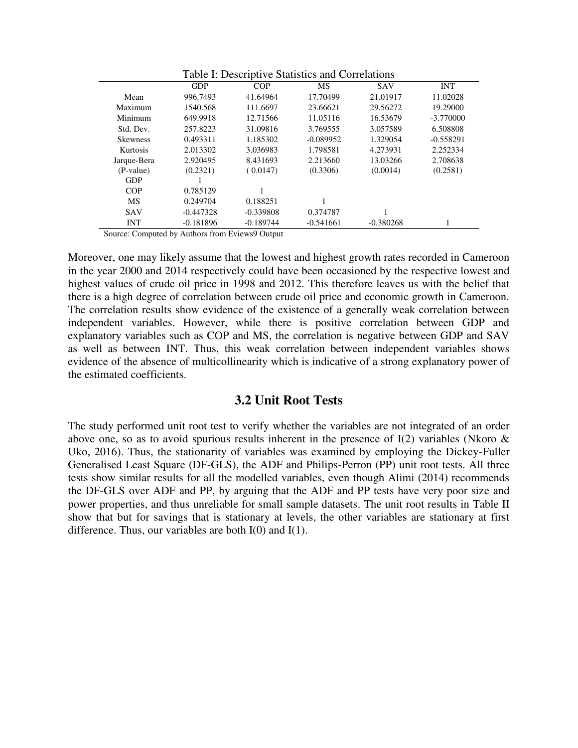Table I: Descriptive Statistics and Correlations

| | GDP | COP | MS | SAV | INT |
|---|---|---|---|---|---|
| Mean | 996.7493 | 41.64964 | 17.70499 | 21.01917 | 11.02028 |
| Maximum | 1540.568 | 111.6697 | 23.66621 | 29.56272 | 19.29000 |
| Minimum | 649.9918 | 12.71566 | 11.05116 | 16.53679 | -3.770000 |
| Std. Dev. | 257.8223 | 31.09816 | 3.769555 | 3.057589 | 6.508808 |
| Skewness | 0.493311 | 1.185302 | -0.089952 | 1.329054 | -0.558291 |
| Kurtosis | 2.013302 | 3.036983 | 1.798581 | 4.273931 | 2.252334 |
| Jarque-Bera | 2.920495 | 8.431693 | 2.213660 | 13.03266 | 2.708638 |
| (P-value) | (0.2321) | ( 0.0147) | (0.3306) | (0.0014) | (0.2581) |
| GDP | 1 | | | | |
| COP | 0.785129 | 1 | | | |
| MS | 0.249704 | 0.188251 | 1 | | |
| SAV | -0.447328 | -0.339808 | 0.374787 | 1 | |
| INT | -0.181896 | -0.189744 | -0.541661 | -0.380268 | 1 |

Source: Computed by Authors from Eviews9 Output

Moreover, one may likely assume that the lowest and highest growth rates recorded in Cameroon in the year 2000 and 2014 respectively could have been occasioned by the respective lowest and highest values of crude oil price in 1998 and 2012. This therefore leaves us with the belief that there is a high degree of correlation between crude oil price and economic growth in Cameroon. The correlation results show evidence of the existence of a generally weak correlation between independent variables. However, while there is positive correlation between GDP and explanatory variables such as COP and MS, the correlation is negative between GDP and SAV as well as between INT. Thus, this weak correlation between independent variables shows evidence of the absence of multicollinearity which is indicative of a strong explanatory power of the estimated coefficients.

## 3.2 Unit Root Tests

The study performed unit root test to verify whether the variables are not integrated of an order above one, so as to avoid spurious results inherent in the presence of I(2) variables (Nkoro & Uko, 2016). Thus, the stationarity of variables was examined by employing the Dickey-Fuller Generalised Least Square (DF-GLS), the ADF and Philips-Perron (PP) unit root tests. All three tests show similar results for all the modelled variables, even though Alimi (2014) recommends the DF-GLS over ADF and PP, by arguing that the ADF and PP tests have very poor size and power properties, and thus unreliable for small sample datasets. The unit root results in Table II show that but for savings that is stationary at levels, the other variables are stationary at first difference. Thus, our variables are both I(0) and I(1).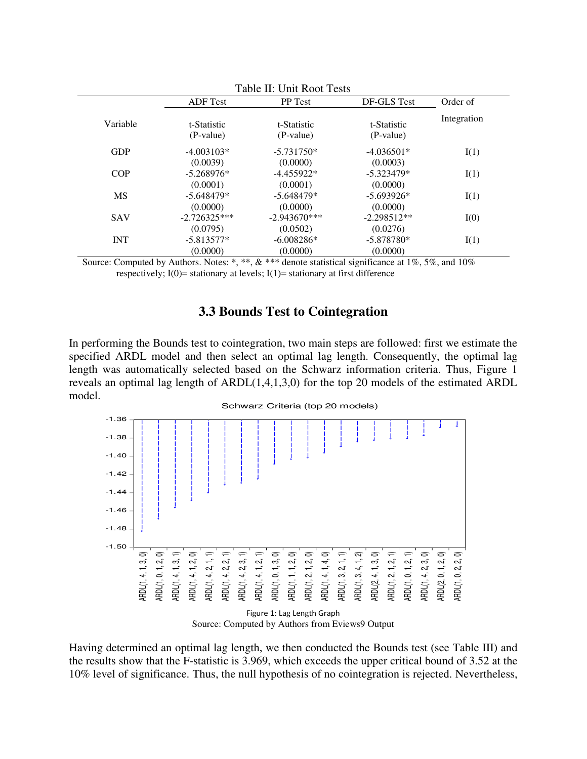Table II: Unit Root Tests

| Variable | ADF Test t-Statistic (P-value) | PP Test t-Statistic (P-value) | DF-GLS Test t-Statistic (P-value) | Order of Integration |
|---|---|---|---|---|
| GDP | -4.003103* (0.0039) | -5.731750* (0.0000) | -4.036501* (0.0003) | I(1) |
| COP | -5.268976* (0.0001) | -4.455922* (0.0001) | -5.323479* (0.0000) | I(1) |
| MS | -5.648479* (0.0000) | -5.648479* (0.0000) | -5.693926* (0.0000) | I(1) |
| SAV | -2.726325*** (0.0795) | -2.943670*** (0.0502) | -2.298512** (0.0276) | I(0) |
| INT | -5.813577* (0.0000) | -6.008286* (0.0000) | -5.878780* (0.0000) | I(1) |

Source: Computed by Authors. Notes: *, **, & *** denote statistical significance at 1%, 5%, and 10% respectively; I(0)= stationary at levels; I(1)= stationary at first difference

### 3.3 Bounds Test to Cointegration

In performing the Bounds test to cointegration, two main steps are followed: first we estimate the specified ARDL model and then select an optimal lag length. Consequently, the optimal lag length was automatically selected based on the Schwarz information criteria. Thus, Figure 1 reveals an optimal lag length of ARDL(1,4,1,3,0) for the top 20 models of the estimated ARDL model.

Figure 1: Lag Length Graph

Source: Computed by Authors from Eviews9 Output

Having determined an optimal lag length, we then conducted the Bounds test (see Table III) and the results show that the F-statistic is 3.969, which exceeds the upper critical bound of 3.52 at the 10% level of significance. Thus, the null hypothesis of no cointegration is rejected. Nevertheless,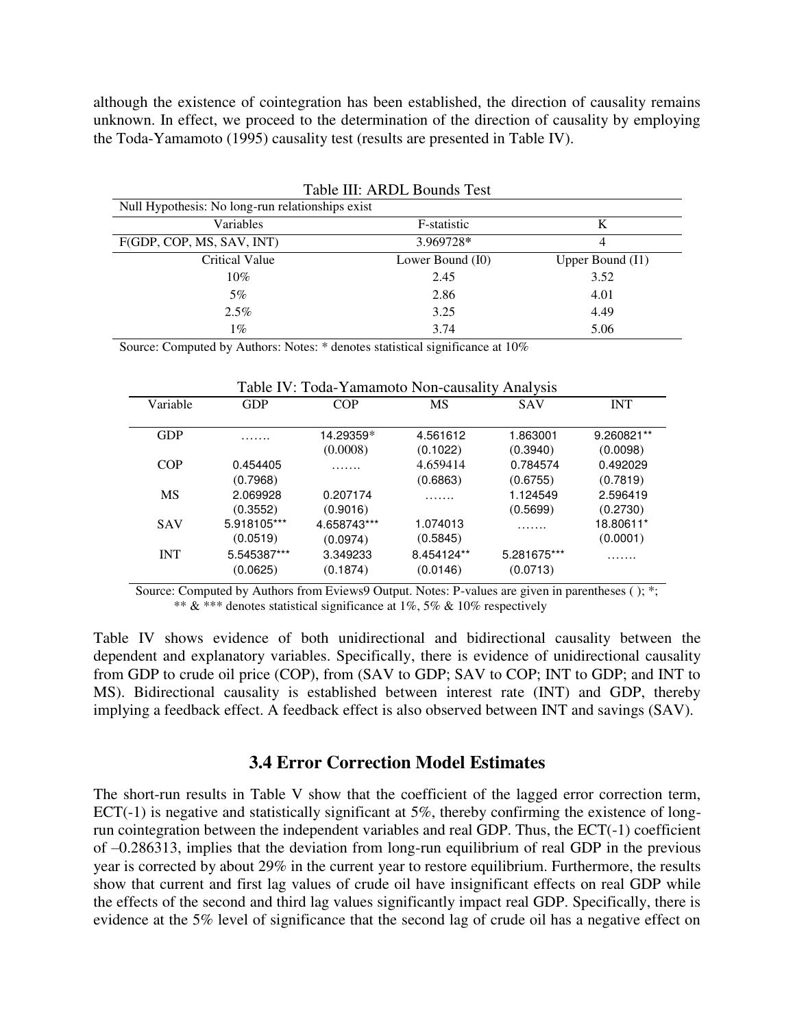although the existence of cointegration has been established, the direction of causality remains unknown. In effect, we proceed to the determination of the direction of causality by employing the Toda-Yamamoto (1995) causality test (results are presented in Table IV).

Table III: ARDL Bounds Test

| Null Hypothesis: No long-run relationships exist | | |
|---|---|---|
| Variables | F-statistic | K |
| F(GDP, COP, MS, SAV, INT) | 3.969728* | 4 |
| Critical Value | Lower Bound (I0) | Upper Bound (I1) |
| 10% | 2.45 | 3.52 |
| 5% | 2.86 | 4.01 |
| 2.5% | 3.25 | 4.49 |
| 1% | 3.74 | 5.06 |

Source: Computed by Authors: Notes: * denotes statistical significance at 10%

Table IV: Toda-Yamamoto Non-causality Analysis

| Variable | GDP | COP | MS | SAV | INT |
|---|---|---|---|---|---|
| GDP | ……. | 14.29359* (0.0008) | 4.561612 (0.1022) | 1.863001 (0.3940) | 9.260821** (0.0098) |
| COP | 0.454405 (0.7968) | ……. | 4.659414 (0.6863) | 0.784574 (0.6755) | 0.492029 (0.7819) |
| MS | 2.069928 (0.3552) | 0.207174 (0.9016) | ……. | 1.124549 (0.5699) | 2.596419 (0.2730) |
| SAV | 5.918105*** (0.0519) | 4.658743*** (0.0974) | 1.074013 (0.5845) | ……. | 18.80611* (0.0001) |
| INT | 5.545387*** (0.0625) | 3.349233 (0.1874) | 8.454124** (0.0146) | 5.281675*** (0.0713) | ……. |

Source: Computed by Authors from Eviews9 Output. Notes: P-values are given in parentheses ( ); *; ** & *** denotes statistical significance at 1%, 5% & 10% respectively

Table IV shows evidence of both unidirectional and bidirectional causality between the dependent and explanatory variables. Specifically, there is evidence of unidirectional causality from GDP to crude oil price (COP), from (SAV to GDP; SAV to COP; INT to GDP; and INT to MS). Bidirectional causality is established between interest rate (INT) and GDP, thereby implying a feedback effect. A feedback effect is also observed between INT and savings (SAV).

### 3.4 Error Correction Model Estimates

The short-run results in Table V show that the coefficient of the lagged error correction term, ECT(-1) is negative and statistically significant at 5%, thereby confirming the existence of long-run cointegration between the independent variables and real GDP. Thus, the ECT(-1) coefficient of –0.286313, implies that the deviation from long-run equilibrium of real GDP in the previous year is corrected by about 29% in the current year to restore equilibrium. Furthermore, the results show that current and first lag values of crude oil have insignificant effects on real GDP while the effects of the second and third lag values significantly impact real GDP. Specifically, there is evidence at the 5% level of significance that the second lag of crude oil has a negative effect on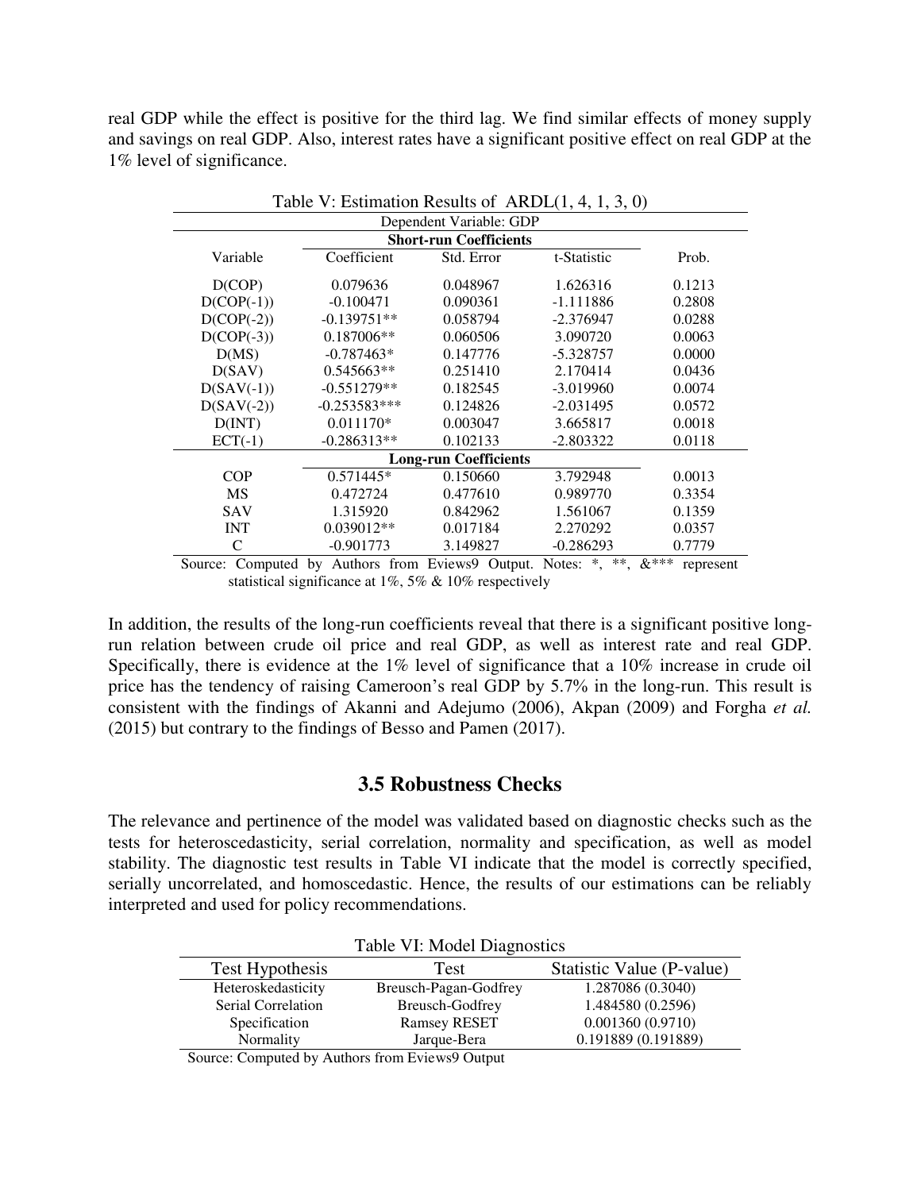real GDP while the effect is positive for the third lag. We find similar effects of money supply and savings on real GDP. Also, interest rates have a significant positive effect on real GDP at the 1% level of significance.

Table V: Estimation Results of ARDL(1, 4, 1, 3, 0)

| Dependent Variable: GDP | | | | |
|---|---|---|---|---|
| | **Short-run Coefficients** | | | |
| Variable | Coefficient | Std. Error | t-Statistic | Prob. |
| D(COP) | 0.079636 | 0.048967 | 1.626316 | 0.1213 |
| D(COP(-1)) | -0.100471 | 0.090361 | -1.111886 | 0.2808 |
| D(COP(-2)) | -0.139751** | 0.058794 | -2.376947 | 0.0288 |
| D(COP(-3)) | 0.187006** | 0.060506 | 3.090720 | 0.0063 |
| D(MS) | -0.787463* | 0.147776 | -5.328757 | 0.0000 |
| D(SAV) | 0.545663** | 0.251410 | 2.170414 | 0.0436 |
| D(SAV(-1)) | -0.551279** | 0.182545 | -3.019960 | 0.0074 |
| D(SAV(-2)) | -0.253583*** | 0.124826 | -2.031495 | 0.0572 |
| D(INT) | 0.011170* | 0.003047 | 3.665817 | 0.0018 |
| ECT(-1) | -0.286313** | 0.102133 | -2.803322 | 0.0118 |
| | **Long-run Coefficients** | | | |
| COP | 0.571445* | 0.150660 | 3.792948 | 0.0013 |
| MS | 0.472724 | 0.477610 | 0.989770 | 0.3354 |
| SAV | 1.315920 | 0.842962 | 1.561067 | 0.1359 |
| INT | 0.039012** | 0.017184 | 2.270292 | 0.0357 |
| C | -0.901773 | 3.149827 | -0.286293 | 0.7779 |

Source: Computed by Authors from Eviews9 Output. Notes: *, **, &*** represent statistical significance at 1%, 5% & 10% respectively

In addition, the results of the long-run coefficients reveal that there is a significant positive long-run relation between crude oil price and real GDP, as well as interest rate and real GDP. Specifically, there is evidence at the 1% level of significance that a 10% increase in crude oil price has the tendency of raising Cameroon's real GDP by 5.7% in the long-run. This result is consistent with the findings of Akanni and Adejumo (2006), Akpan (2009) and Forgha *et al.* (2015) but contrary to the findings of Besso and Pamen (2017).

## 3.5 Robustness Checks

The relevance and pertinence of the model was validated based on diagnostic checks such as the tests for heteroscedasticity, serial correlation, normality and specification, as well as model stability. The diagnostic test results in Table VI indicate that the model is correctly specified, serially uncorrelated, and homoscedastic. Hence, the results of our estimations can be reliably interpreted and used for policy recommendations.

Table VI: Model Diagnostics

| Test Hypothesis | Test | Statistic Value (P-value) |
|---|---|---|
| Heteroskedasticity | Breusch-Pagan-Godfrey | 1.287086 (0.3040) |
| Serial Correlation | Breusch-Godfrey | 1.484580 (0.2596) |
| Specification | Ramsey RESET | 0.001360 (0.9710) |
| Normality | Jarque-Bera | 0.191889 (0.191889) |

Source: Computed by Authors from Eviews9 Output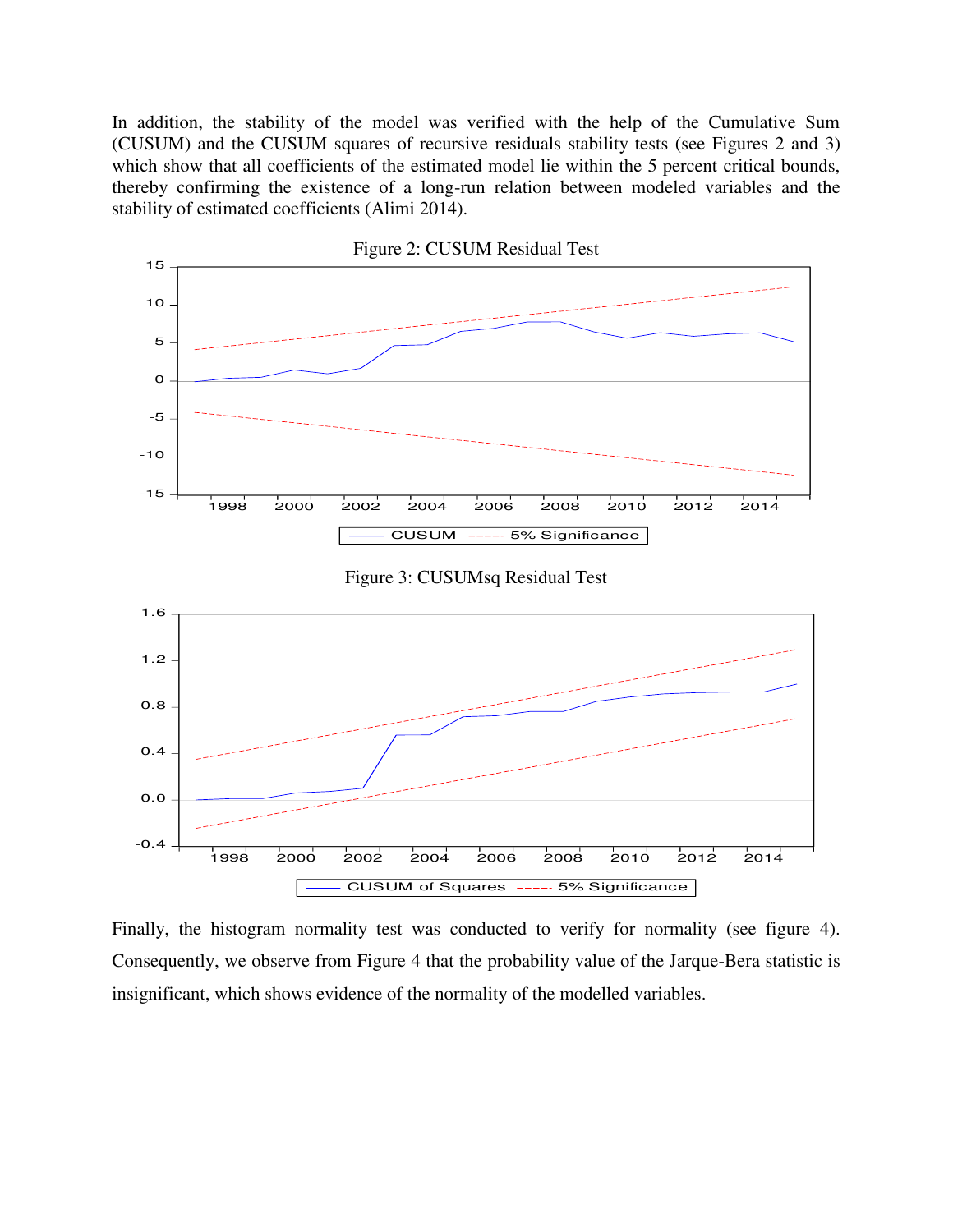In addition, the stability of the model was verified with the help of the Cumulative Sum (CUSUM) and the CUSUM squares of recursive residuals stability tests (see Figures 2 and 3) which show that all coefficients of the estimated model lie within the 5 percent critical bounds, thereby confirming the existence of a long-run relation between modeled variables and the stability of estimated coefficients (Alimi 2014).

Figure 2: CUSUM Residual Test

Figure 3: CUSUMsq Residual Test

Finally, the histogram normality test was conducted to verify for normality (see figure 4). Consequently, we observe from Figure 4 that the probability value of the Jarque-Bera statistic is insignificant, which shows evidence of the normality of the modelled variables.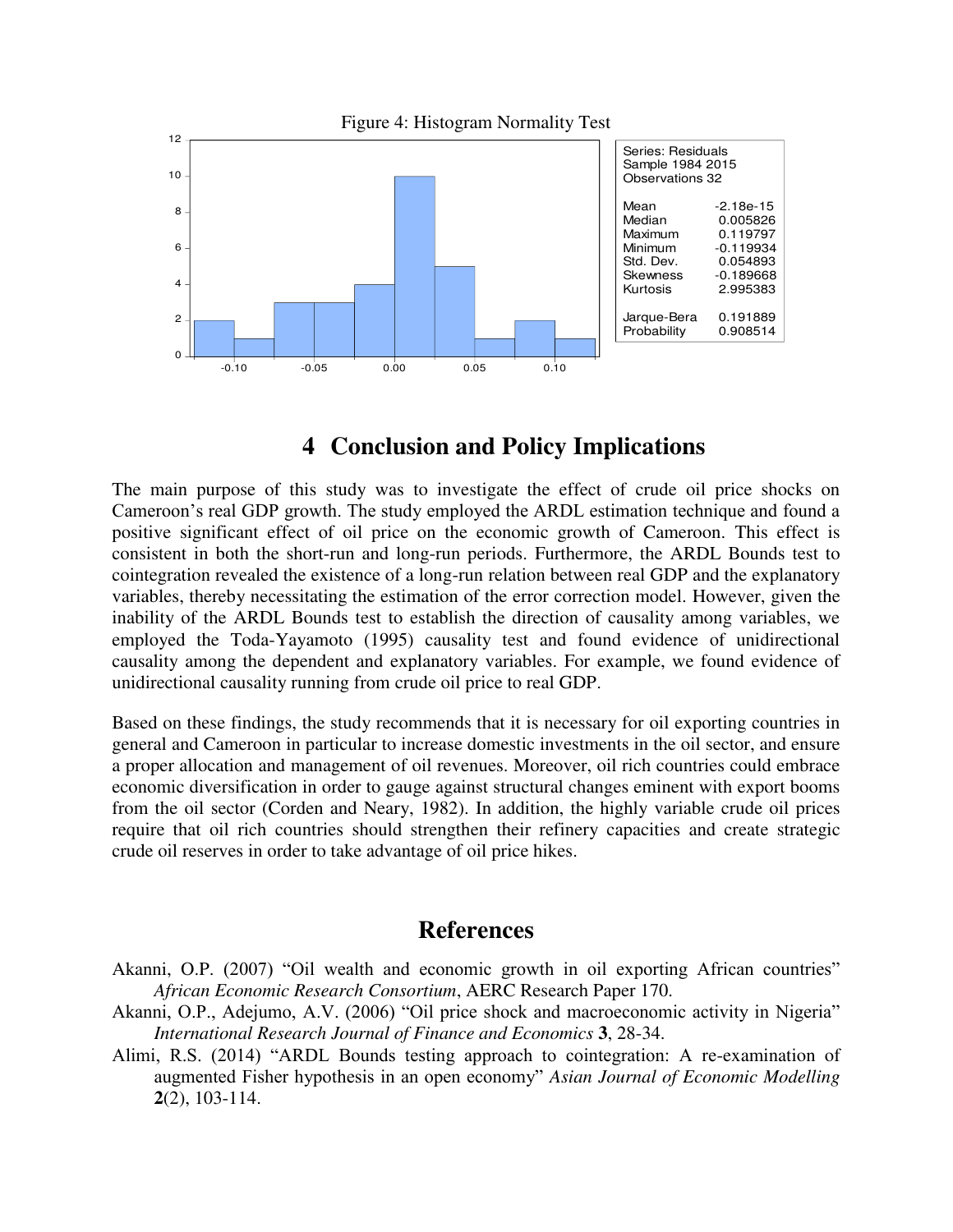Figure 4: Histogram Normality Test

| Series: Residuals | |
|---|---|
| Sample 1984 2015 | |
| Observations 32 | |
| Mean | -2.18e-15 |
| Median | 0.005826 |
| Maximum | 0.119797 |
| Minimum | -0.119934 |
| Std. Dev. | 0.054893 |
| Skewness | -0.189668 |
| Kurtosis | 2.995383 |
| Jarque-Bera | 0.191889 |
| Probability | 0.908514 |

## 4 Conclusion and Policy Implications

The main purpose of this study was to investigate the effect of crude oil price shocks on Cameroon's real GDP growth. The study employed the ARDL estimation technique and found a positive significant effect of oil price on the economic growth of Cameroon. This effect is consistent in both the short-run and long-run periods. Furthermore, the ARDL Bounds test to cointegration revealed the existence of a long-run relation between real GDP and the explanatory variables, thereby necessitating the estimation of the error correction model. However, given the inability of the ARDL Bounds test to establish the direction of causality among variables, we employed the Toda-Yayamoto (1995) causality test and found evidence of unidirectional causality among the dependent and explanatory variables. For example, we found evidence of unidirectional causality running from crude oil price to real GDP.

Based on these findings, the study recommends that it is necessary for oil exporting countries in general and Cameroon in particular to increase domestic investments in the oil sector, and ensure a proper allocation and management of oil revenues. Moreover, oil rich countries could embrace economic diversification in order to gauge against structural changes eminent with export booms from the oil sector (Corden and Neary, 1982). In addition, the highly variable crude oil prices require that oil rich countries should strengthen their refinery capacities and create strategic crude oil reserves in order to take advantage of oil price hikes.

## References

Akanni, O.P. (2007) "Oil wealth and economic growth in oil exporting African countries" *African Economic Research Consortium*, AERC Research Paper 170.

Akanni, O.P., Adejumo, A.V. (2006) "Oil price shock and macroeconomic activity in Nigeria" *International Research Journal of Finance and Economics* **3**, 28-34.

Alimi, R.S. (2014) "ARDL Bounds testing approach to cointegration: A re-examination of augmented Fisher hypothesis in an open economy" *Asian Journal of Economic Modelling* **2**(2), 103-114.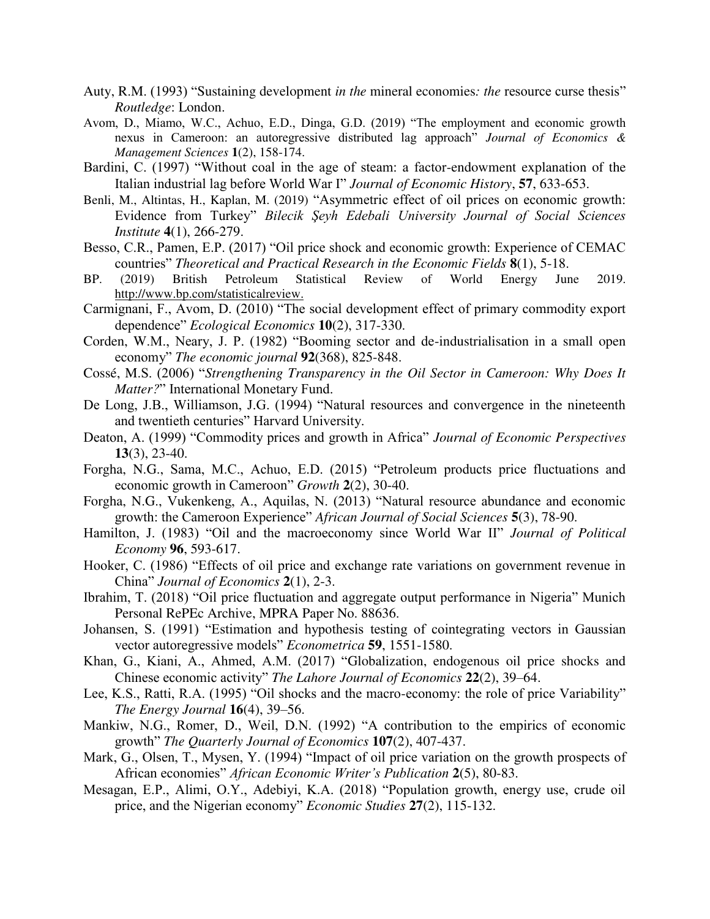Auty, R.M. (1993) "Sustaining development *in the* mineral economies*: the* resource curse thesis" *Routledge*: London.

Avom, D., Miamo, W.C., Achuo, E.D., Dinga, G.D. (2019) "The employment and economic growth nexus in Cameroon: an autoregressive distributed lag approach" *Journal of Economics & Management Sciences* **1**(2), 158-174.

Bardini, C. (1997) "Without coal in the age of steam: a factor-endowment explanation of the Italian industrial lag before World War I" *Journal of Economic History*, **57**, 633-653.

Benli, M., Altintas, H., Kaplan, M. (2019) "Asymmetric effect of oil prices on economic growth: Evidence from Turkey" *Bilecik Şeyh Edebali University Journal of Social Sciences Institute* **4**(1), 266-279.

Besso, C.R., Pamen, E.P. (2017) "Oil price shock and economic growth: Experience of CEMAC countries" *Theoretical and Practical Research in the Economic Fields* **8**(1), 5-18.

BP. (2019) British Petroleum Statistical Review of World Energy June 2019. http://www.bp.com/statisticalreview.

Carmignani, F., Avom, D. (2010) "The social development effect of primary commodity export dependence" *Ecological Economics* **10**(2), 317-330.

Corden, W.M., Neary, J. P. (1982) "Booming sector and de-industrialisation in a small open economy" *The economic journal* **92**(368), 825-848.

Cossé, M.S. (2006) "*Strengthening Transparency in the Oil Sector in Cameroon: Why Does It Matter?*" International Monetary Fund.

De Long, J.B., Williamson, J.G. (1994) "Natural resources and convergence in the nineteenth and twentieth centuries" Harvard University.

Deaton, A. (1999) "Commodity prices and growth in Africa" *Journal of Economic Perspectives* **13**(3), 23-40.

Forgha, N.G., Sama, M.C., Achuo, E.D. (2015) "Petroleum products price fluctuations and economic growth in Cameroon" *Growth* **2**(2), 30-40.

Forgha, N.G., Vukenkeng, A., Aquilas, N. (2013) "Natural resource abundance and economic growth: the Cameroon Experience" *African Journal of Social Sciences* **5**(3), 78-90.

Hamilton, J. (1983) "Oil and the macroeconomy since World War II" *Journal of Political Economy* **96**, 593-617.

Hooker, C. (1986) "Effects of oil price and exchange rate variations on government revenue in China" *Journal of Economics* **2**(1), 2-3.

Ibrahim, T. (2018) "Oil price fluctuation and aggregate output performance in Nigeria" Munich Personal RePEc Archive, MPRA Paper No. 88636.

Johansen, S. (1991) "Estimation and hypothesis testing of cointegrating vectors in Gaussian vector autoregressive models" *Econometrica* **59**, 1551-1580.

Khan, G., Kiani, A., Ahmed, A.M. (2017) "Globalization, endogenous oil price shocks and Chinese economic activity" *The Lahore Journal of Economics* **22**(2), 39–64.

Lee, K.S., Ratti, R.A. (1995) "Oil shocks and the macro-economy: the role of price Variability" *The Energy Journal* **16**(4), 39–56.

Mankiw, N.G., Romer, D., Weil, D.N. (1992) "A contribution to the empirics of economic growth" *The Quarterly Journal of Economics* **107**(2), 407-437.

Mark, G., Olsen, T., Mysen, Y. (1994) "Impact of oil price variation on the growth prospects of African economies" *African Economic Writer's Publication* **2**(5), 80-83.

Mesagan, E.P., Alimi, O.Y., Adebiyi, K.A. (2018) "Population growth, energy use, crude oil price, and the Nigerian economy" *Economic Studies* **27**(2), 115-132.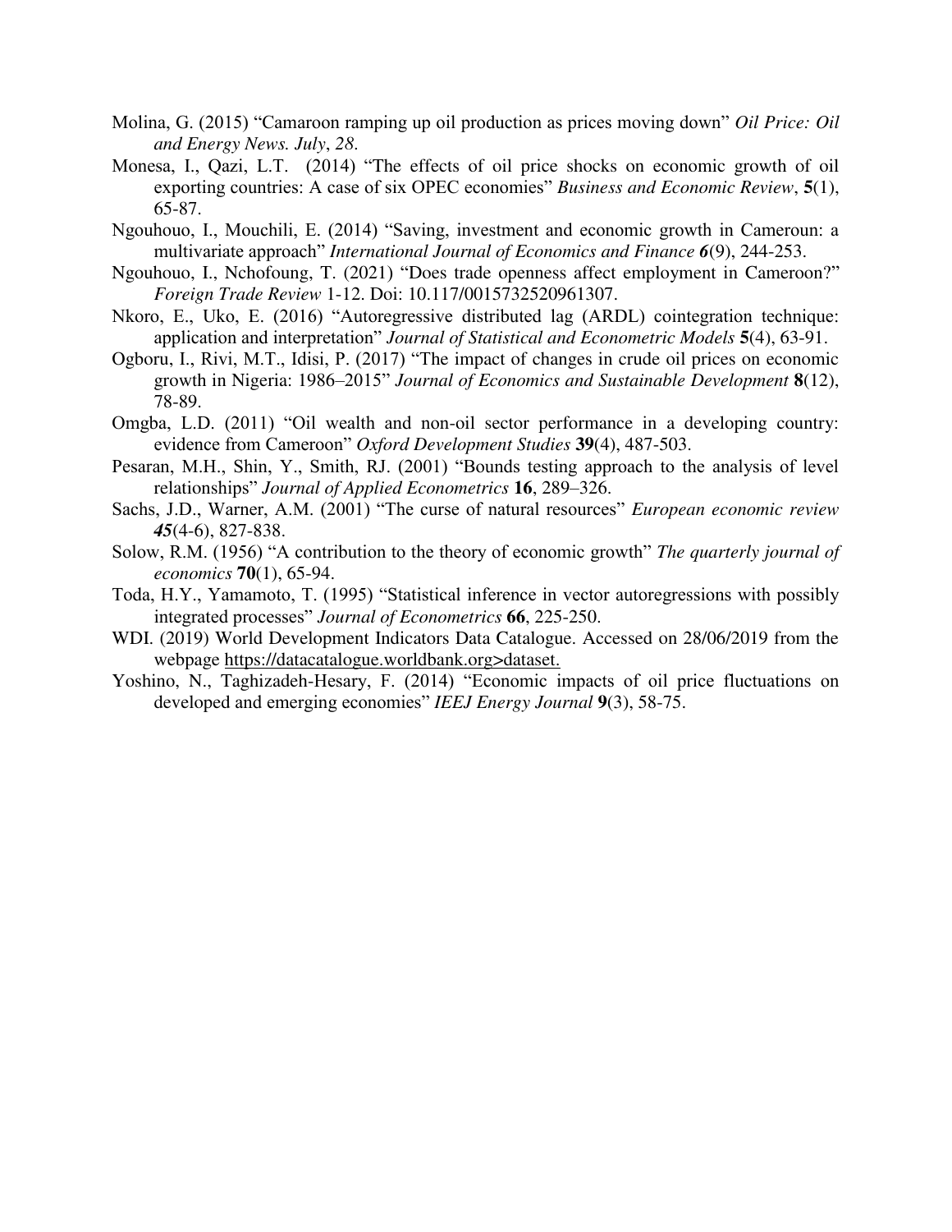Molina, G. (2015) "Camaroon ramping up oil production as prices moving down" *Oil Price: Oil and Energy News. July*, *28*.

Monesa, I., Qazi, L.T. (2014) "The effects of oil price shocks on economic growth of oil exporting countries: A case of six OPEC economies" *Business and Economic Review*, **5**(1), 65-87.

Ngouhouo, I., Mouchili, E. (2014) "Saving, investment and economic growth in Cameroun: a multivariate approach" *International Journal of Economics and Finance* ***6***(9), 244-253.

Ngouhouo, I., Nchofoung, T. (2021) "Does trade openness affect employment in Cameroon?" *Foreign Trade Review* 1-12. Doi: 10.117/0015732520961307.

Nkoro, E., Uko, E. (2016) "Autoregressive distributed lag (ARDL) cointegration technique: application and interpretation" *Journal of Statistical and Econometric Models* **5**(4), 63-91.

Ogboru, I., Rivi, M.T., Idisi, P. (2017) "The impact of changes in crude oil prices on economic growth in Nigeria: 1986–2015" *Journal of Economics and Sustainable Development* **8**(12), 78-89.

Omgba, L.D. (2011) "Oil wealth and non-oil sector performance in a developing country: evidence from Cameroon" *Oxford Development Studies* **39**(4), 487-503.

Pesaran, M.H., Shin, Y., Smith, RJ. (2001) "Bounds testing approach to the analysis of level relationships" *Journal of Applied Econometrics* **16**, 289–326.

Sachs, J.D., Warner, A.M. (2001) "The curse of natural resources" *European economic review* ***45***(4-6), 827-838.

Solow, R.M. (1956) "A contribution to the theory of economic growth" *The quarterly journal of economics* **70**(1), 65-94.

Toda, H.Y., Yamamoto, T. (1995) "Statistical inference in vector autoregressions with possibly integrated processes" *Journal of Econometrics* **66**, 225-250.

WDI. (2019) World Development Indicators Data Catalogue. Accessed on 28/06/2019 from the webpage https://datacatalogue.worldbank.org>dataset.

Yoshino, N., Taghizadeh-Hesary, F. (2014) "Economic impacts of oil price fluctuations on developed and emerging economies" *IEEJ Energy Journal* **9**(3), 58-75.